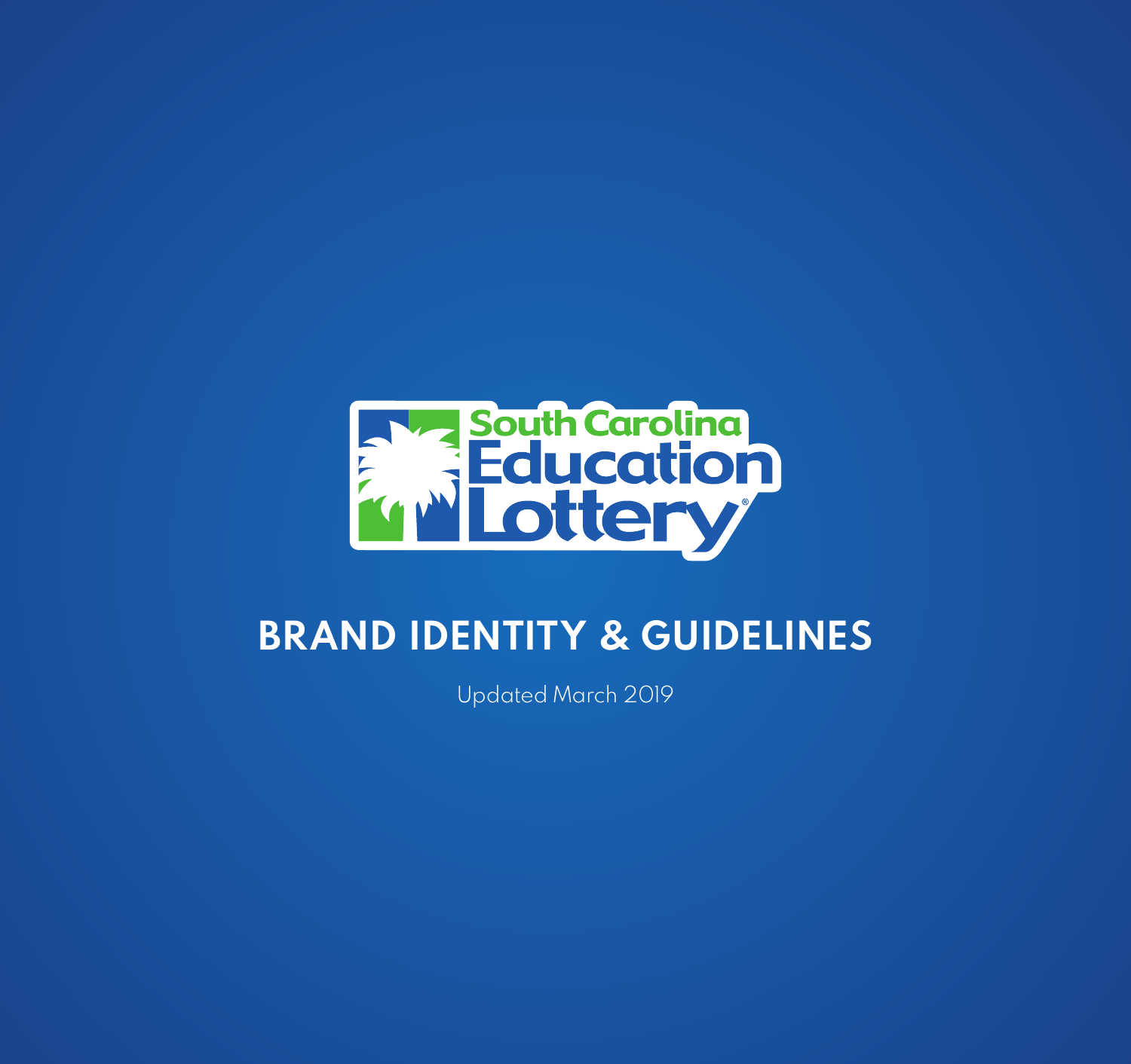South Carolina Education Lottery®

# BRAND IDENTITY & GUIDELINES

Updated March 2019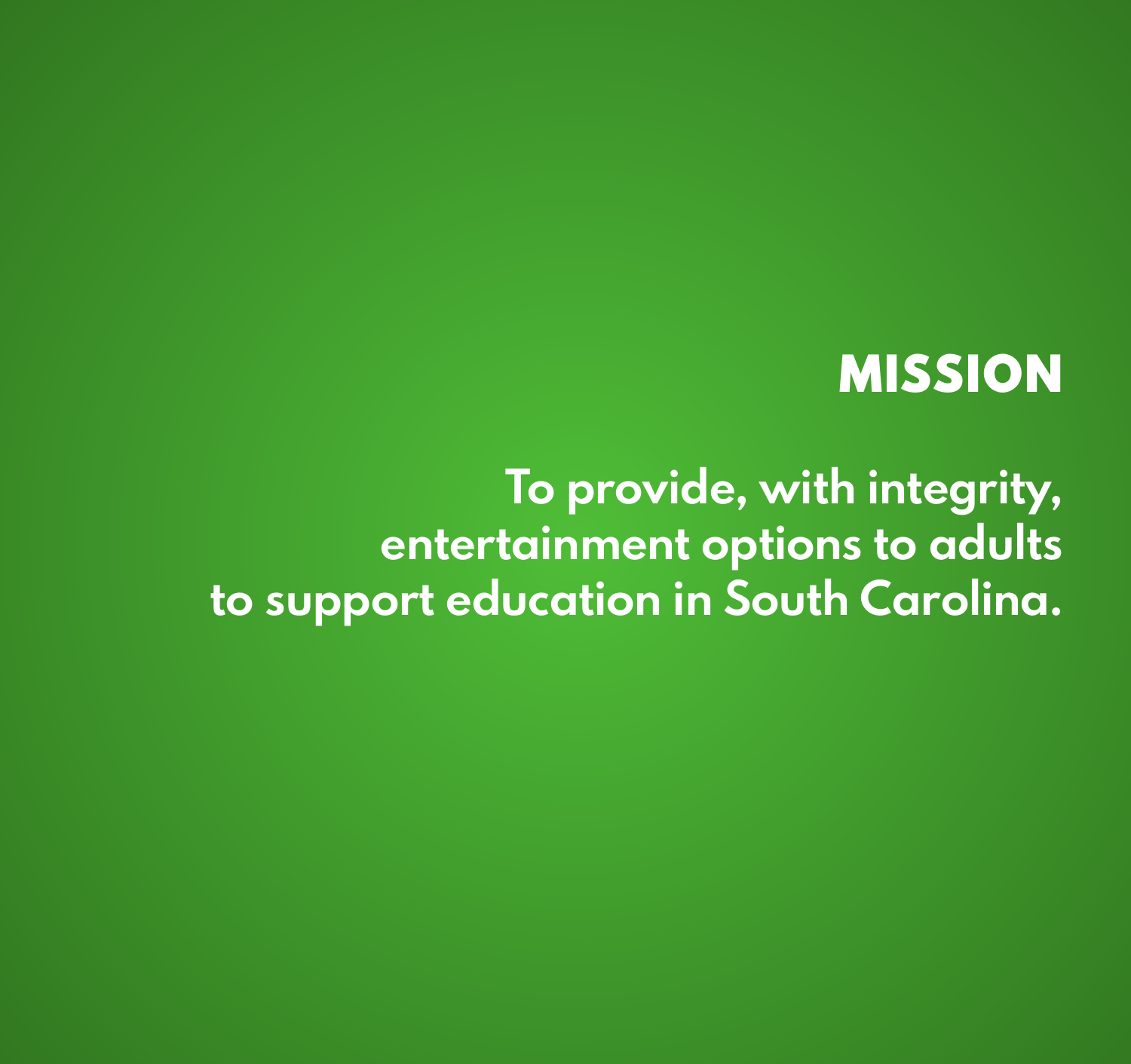# MISSION

**To provide, with integrity, entertainment options to adults to support education in South Carolina.**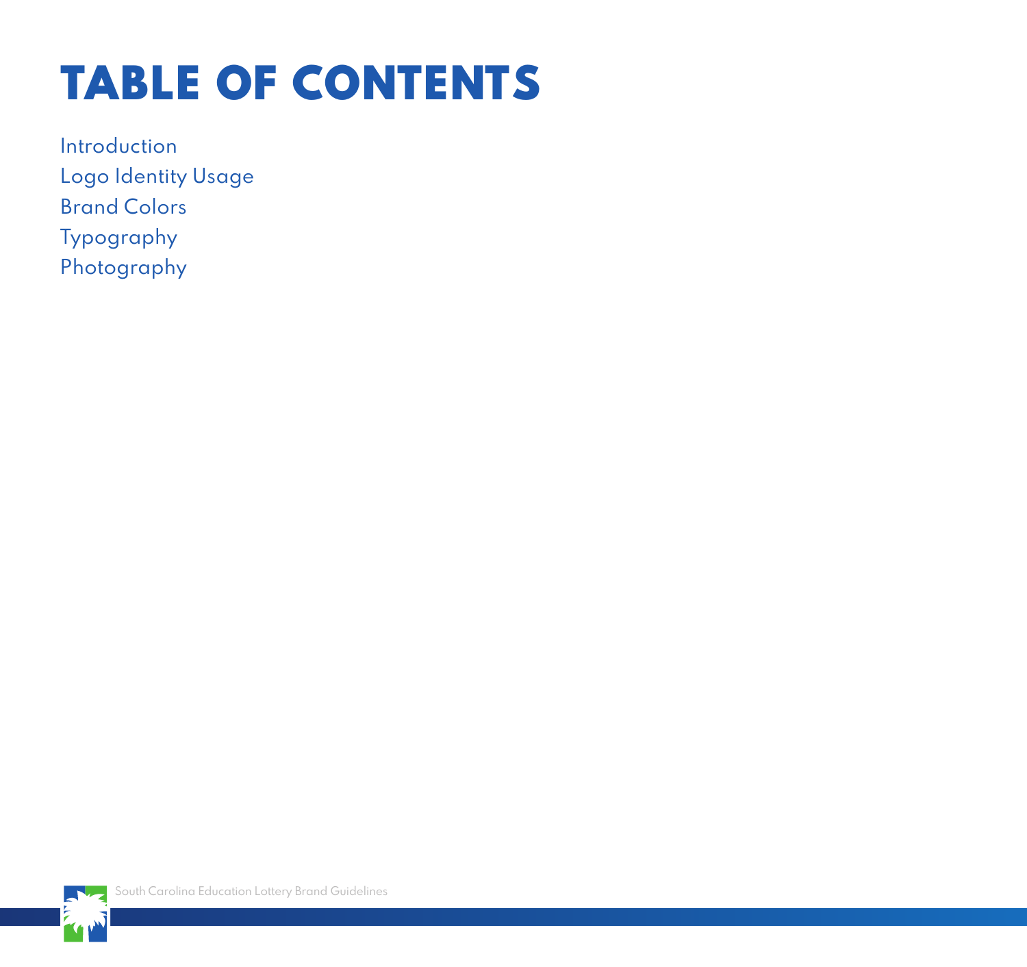# TABLE OF CONTENTS

Introduction
Logo Identity Usage
Brand Colors
Typography
Photography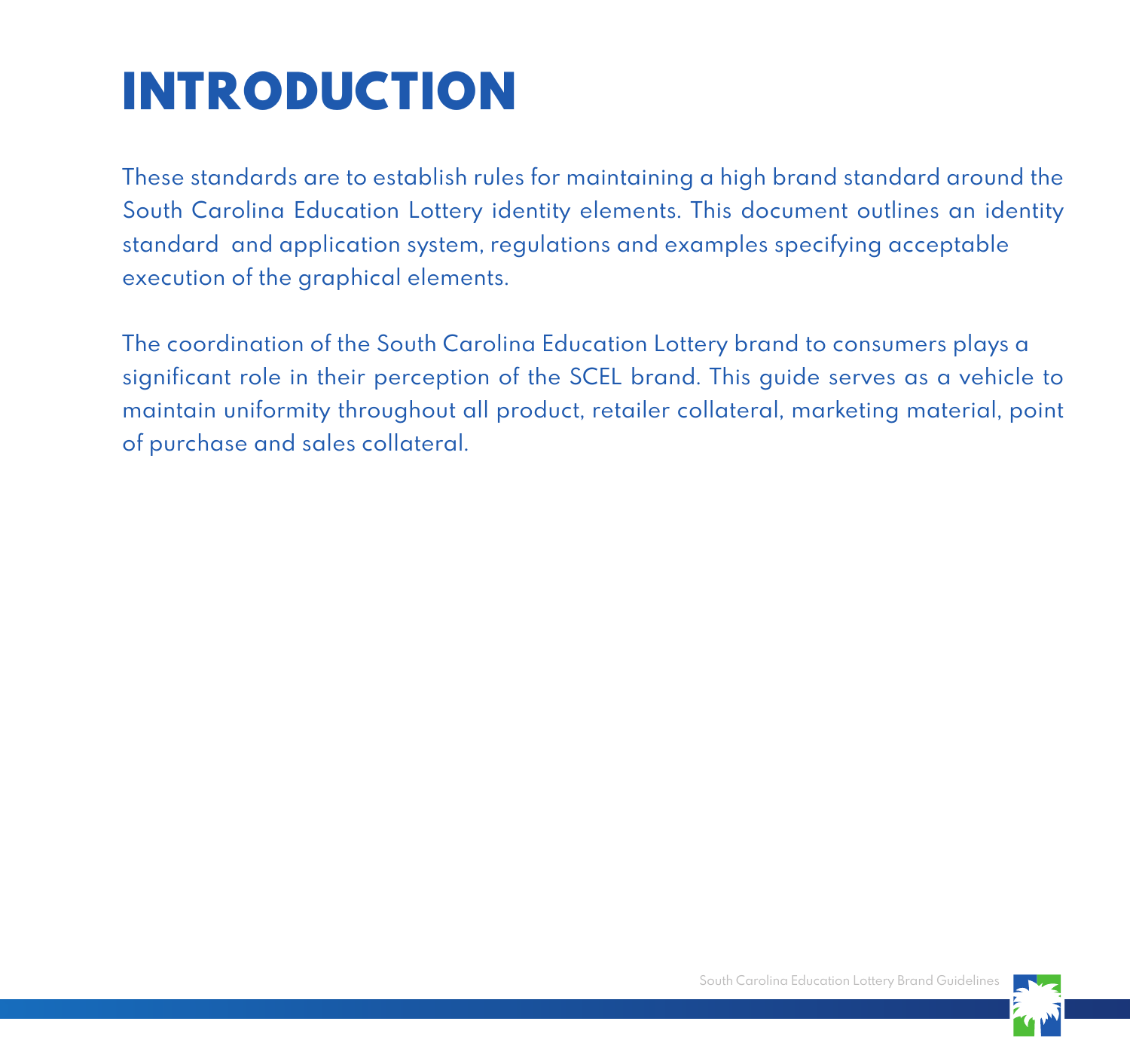# INTRODUCTION

These standards are to establish rules for maintaining a high brand standard around the South Carolina Education Lottery identity elements. This document outlines an identity standard and application system, regulations and examples specifying acceptable execution of the graphical elements.

The coordination of the South Carolina Education Lottery brand to consumers plays a significant role in their perception of the SCEL brand. This guide serves as a vehicle to maintain uniformity throughout all product, retailer collateral, marketing material, point of purchase and sales collateral.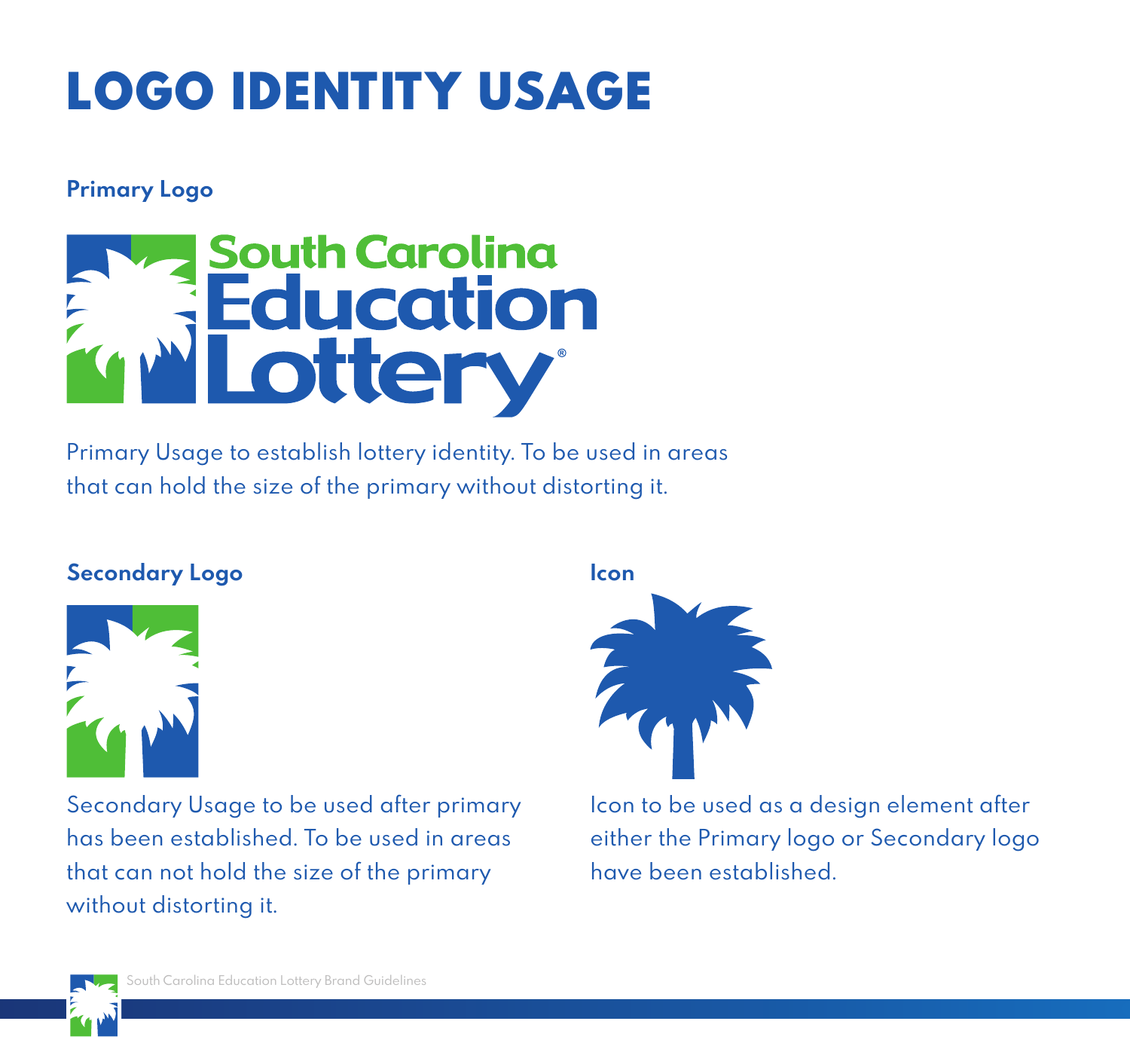# LOGO IDENTITY USAGE

### Primary Logo

Primary Usage to establish lottery identity. To be used in areas that can hold the size of the primary without distorting it.

### Secondary Logo

Secondary Usage to be used after primary has been established. To be used in areas that can not hold the size of the primary without distorting it.

### Icon

Icon to be used as a design element after either the Primary logo or Secondary logo have been established.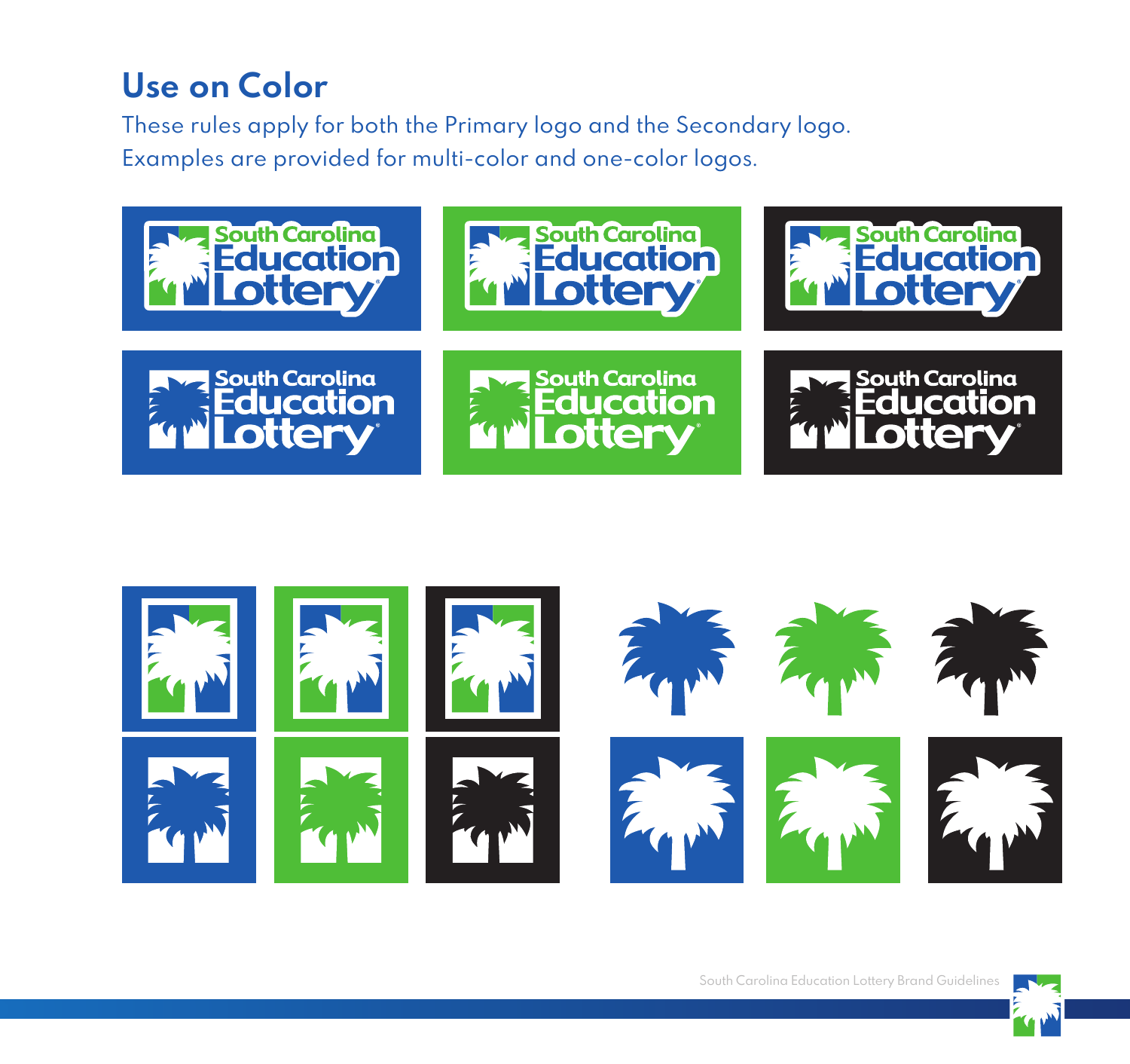## Use on Color

These rules apply for both the Primary logo and the Secondary logo.
Examples are provided for multi-color and one-color logos.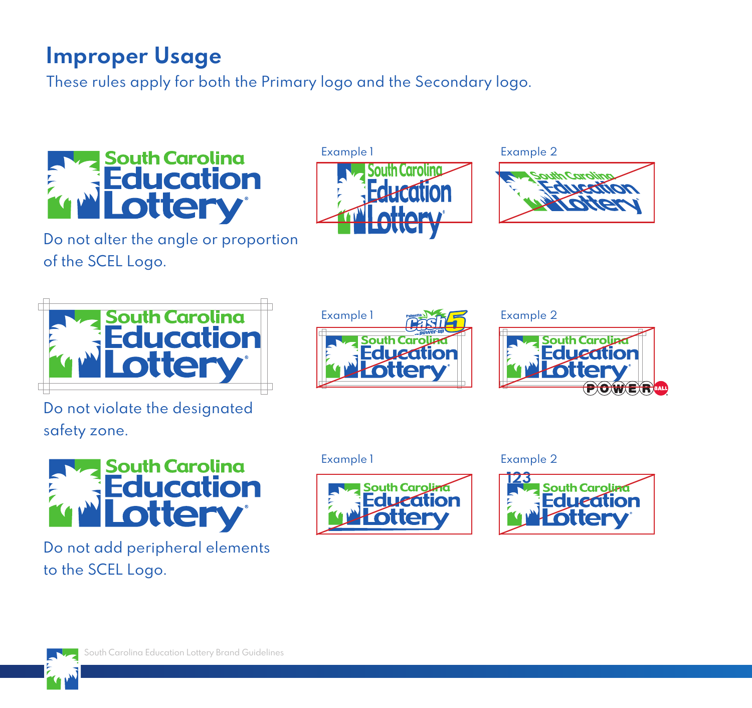# Improper Usage

These rules apply for both the Primary logo and the Secondary logo.

Do not alter the angle or proportion of the SCEL Logo.

Example 1

Example 2

Do not violate the designated safety zone.

Example 1

Example 2

Do not add peripheral elements to the SCEL Logo.

Example 1

Example 2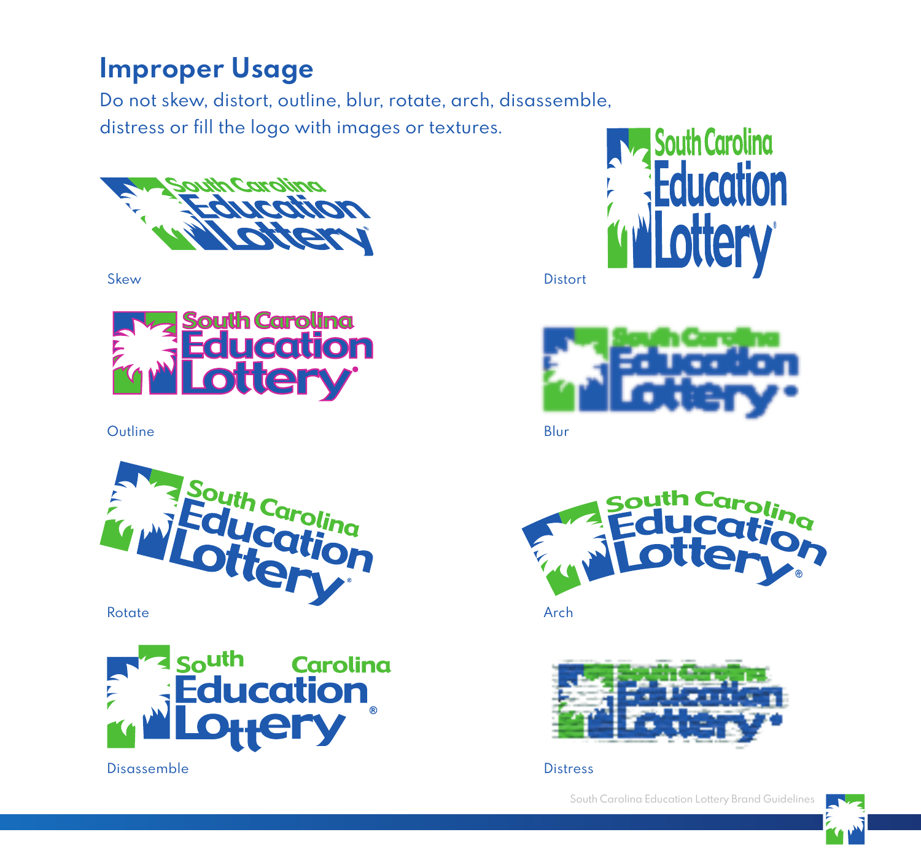## Improper Usage

Do not skew, distort, outline, blur, rotate, arch, disassemble, distress or fill the logo with images or textures.

Skew

Distort

Outline

Blur

Rotate

Arch

Disassemble

Distress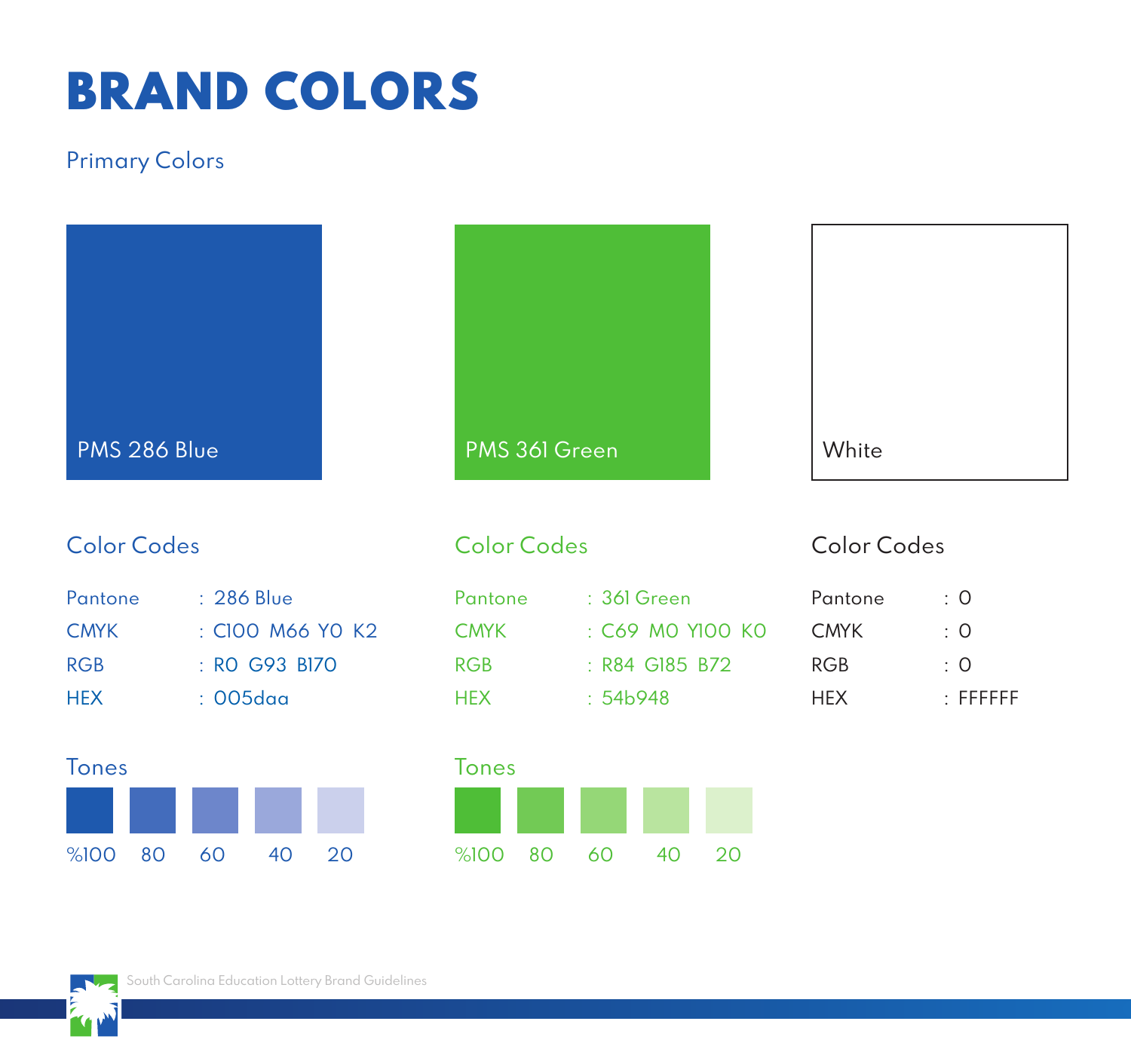# BRAND COLORS

## Primary Colors

### PMS 286 Blue

#### Color Codes

| | |
|---|---|
| Pantone | : 286 Blue |
| CMYK | : C100 M66 Y0 K2 |
| RGB | : R0 G93 B170 |
| HEX | : 005daa |

#### Tones

%100 80 60 40 20

### PMS 361 Green

#### Color Codes

| | |
|---|---|
| Pantone | : 361 Green |
| CMYK | : C69 M0 Y100 K0 |
| RGB | : R84 G185 B72 |
| HEX | : 54b948 |

#### Tones

%100 80 60 40 20

### White

#### Color Codes

| | |
|---|---|
| Pantone | : 0 |
| CMYK | : 0 |
| RGB | : 0 |
| HEX | : FFFFFF |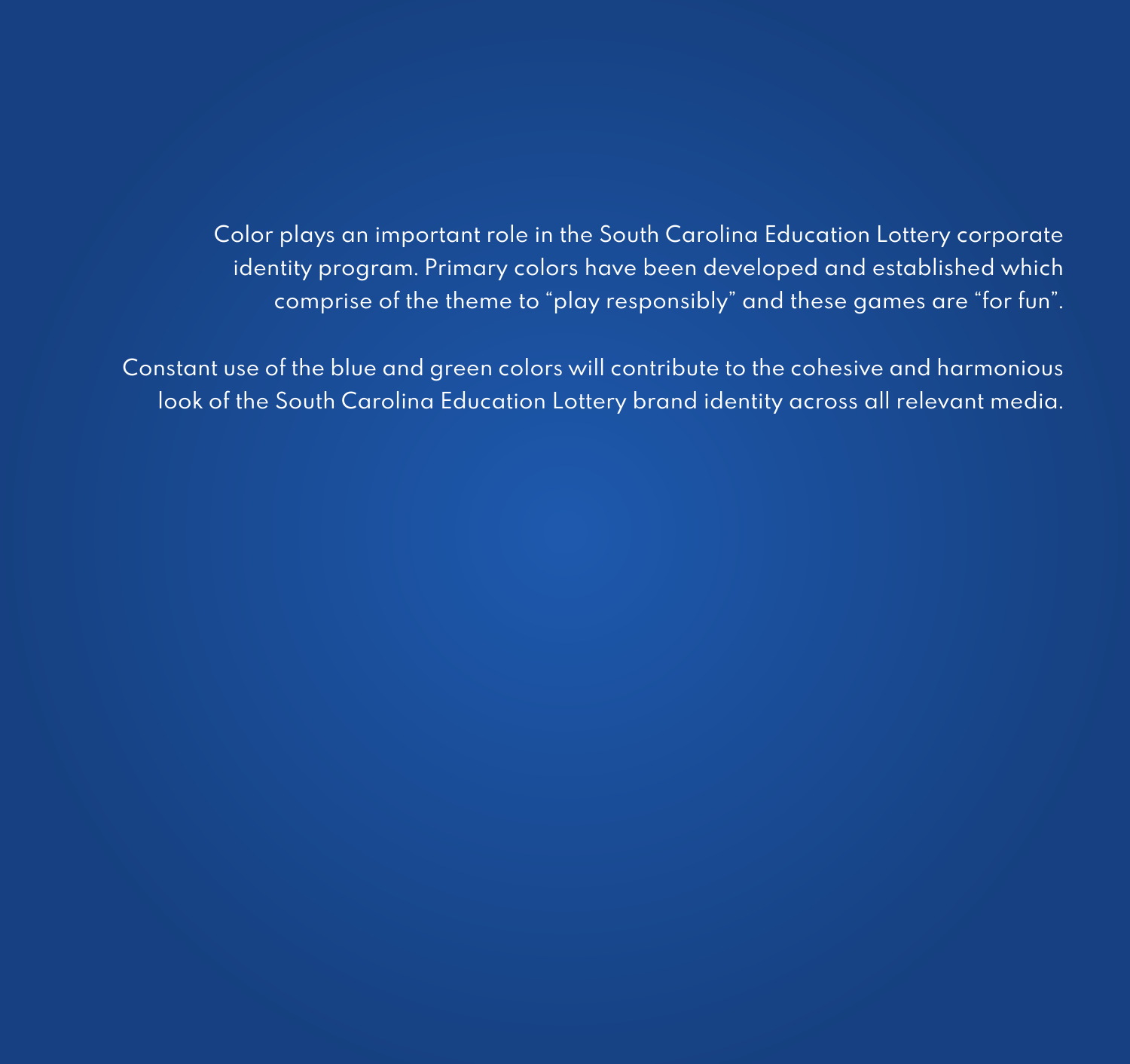Color plays an important role in the South Carolina Education Lottery corporate identity program. Primary colors have been developed and established which comprise of the theme to “play responsibly” and these games are “for fun”.

Constant use of the blue and green colors will contribute to the cohesive and harmonious look of the South Carolina Education Lottery brand identity across all relevant media.